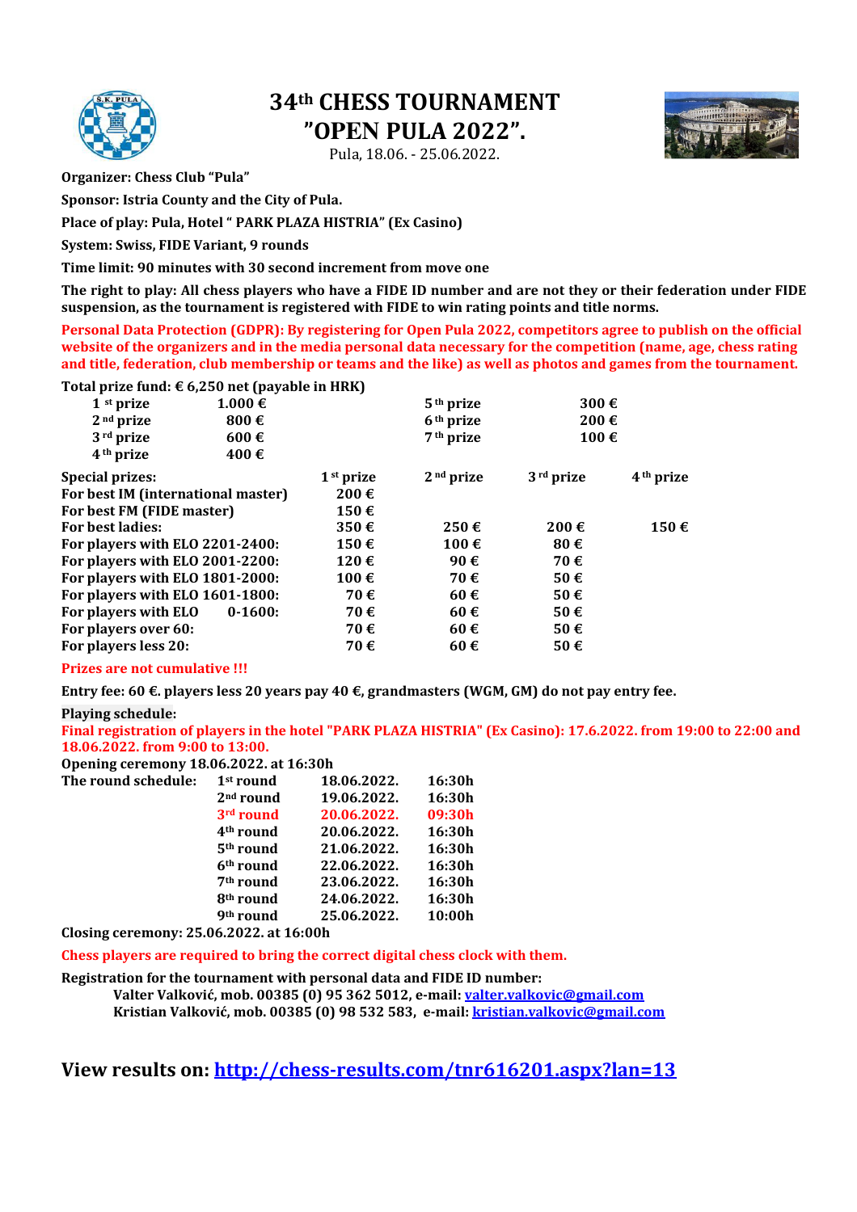# 34th CHESS TOURNAMENT "OPEN PULA 2022".

Pula, 18.06. - 25.06.2022.

**Organizer: Chess Club "Pula"**

**Sponsor: Istria County and the City of Pula.**

**Place of play: Pula, Hotel " PARK PLAZA HISTRIA" (Ex Casino)**

**System: Swiss, FIDE Variant, 9 rounds**

**Time limit: 90 minutes with 30 second increment from move one**

**The right to play: All chess players who have a FIDE ID number and are not they or their federation under FIDE suspension, as the tournament is registered with FIDE to win rating points and title norms.**

**Personal Data Protection (GDPR): By registering for Open Pula 2022, competitors agree to publish on the official website of the organizers and in the media personal data necessary for the competition (name, age, chess rating and title, federation, club membership or teams and the like) as well as photos and games from the tournament.**

**Total prize fund: € 6,250 net (payable in HRK)**

| | | | |
|---|---|---|---|
| 1st prize | 1.000 € | 5th prize | 300 € |
| 2nd prize | 800 € | 6th prize | 200 € |
| 3rd prize | 600 € | 7th prize | 100 € |
| 4th prize | 400 € | | |

| Special prizes: | 1st prize | 2nd prize | 3rd prize | 4th prize |
|---|---|---|---|---|
| For best IM (international master) | 200 € | | | |
| For best FM (FIDE master) | 150 € | | | |
| For best ladies: | 350 € | 250 € | 200 € | 150 € |
| For players with ELO 2201-2400: | 150 € | 100 € | 80 € | |
| For players with ELO 2001-2200: | 120 € | 90 € | 70 € | |
| For players with ELO 1801-2000: | 100 € | 70 € | 50 € | |
| For players with ELO 1601-1800: | 70 € | 60 € | 50 € | |
| For players with ELO 0-1600: | 70 € | 60 € | 50 € | |
| For players over 60: | 70 € | 60 € | 50 € | |
| For players less 20: | 70 € | 60 € | 50 € | |

**Prizes are not cumulative !!!**

**Entry fee: 60 €. players less 20 years pay 40 €, grandmasters (WGM, GM) do not pay entry fee.**

**Playing schedule:**

**Final registration of players in the hotel "PARK PLAZA HISTRIA" (Ex Casino): 17.6.2022. from 19:00 to 22:00 and 18.06.2022. from 9:00 to 13:00.**

**Opening ceremony 18.06.2022. at 16:30h**

| The round schedule: | | | |
|---|---|---|---|
| | 1st round | 18.06.2022. | 16:30h |
| | 2nd round | 19.06.2022. | 16:30h |
| | 3rd round | 20.06.2022. | 09:30h |
| | 4th round | 20.06.2022. | 16:30h |
| | 5th round | 21.06.2022. | 16:30h |
| | 6th round | 22.06.2022. | 16:30h |
| | 7th round | 23.06.2022. | 16:30h |
| | 8th round | 24.06.2022. | 16:30h |
| | 9th round | 25.06.2022. | 10:00h |

**Closing ceremony: 25.06.2022. at 16:00h**

**Chess players are required to bring the correct digital chess clock with them.**

**Registration for the tournament with personal data and FIDE ID number:**

**Valter Valković, mob. 00385 (0) 95 362 5012, e-mail: valter.valkovic@gmail.com**
**Kristian Valković, mob. 00385 (0) 98 532 583, e-mail: kristian.valkovic@gmail.com**

## View results on: http://chess-results.com/tnr616201.aspx?lan=13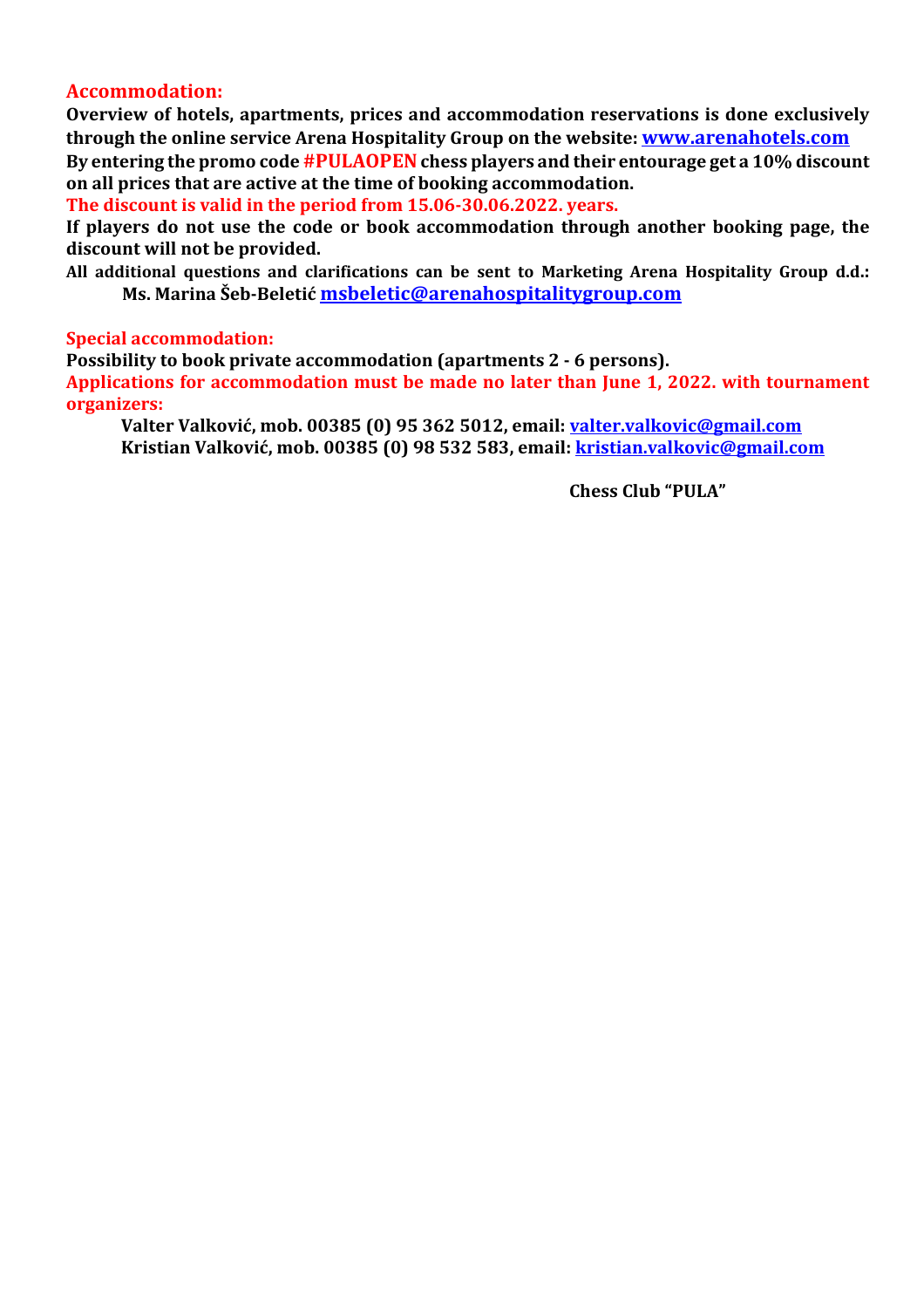## Accommodation:

**Overview of hotels, apartments, prices and accommodation reservations is done exclusively through the online service Arena Hospitality Group on the website: www.arenahotels.com**

**By entering the promo code #PULAOPEN chess players and their entourage get a 10% discount on all prices that are active at the time of booking accommodation.**

**The discount is valid in the period from 15.06-30.06.2022. years.**

**If players do not use the code or book accommodation through another booking page, the discount will not be provided.**

**All additional questions and clarifications can be sent to Marketing Arena Hospitality Group d.d.: Ms. Marina Šeb-Beletić msbeletic@arenahospitalitygroup.com**

## Special accommodation:

**Possibility to book private accommodation (apartments 2 - 6 persons).**

**Applications for accommodation must be made no later than June 1, 2022. with tournament organizers:**

**Valter Valković, mob. 00385 (0) 95 362 5012, email: valter.valkovic@gmail.com**
**Kristian Valković, mob. 00385 (0) 98 532 583, email: kristian.valkovic@gmail.com**

**Chess Club "PULA"**